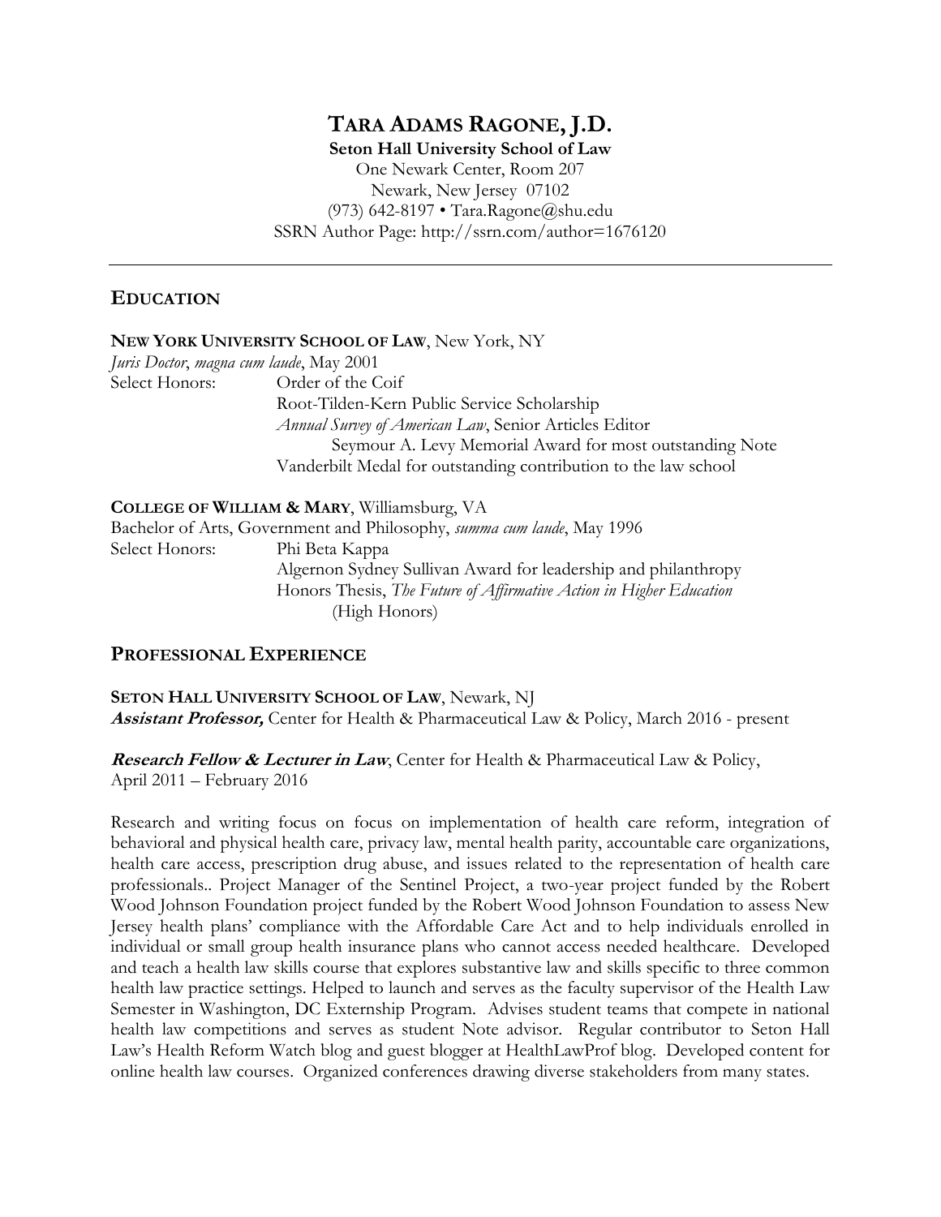# TARA ADAMS RAGONE, J.D.

**Seton Hall University School of Law**
One Newark Center, Room 207
Newark, New Jersey 07102
(973) 642-8197 • Tara.Ragone@shu.edu
SSRN Author Page: http://ssrn.com/author=1676120

---

## EDUCATION

**NEW YORK UNIVERSITY SCHOOL OF LAW**, New York, NY
*Juris Doctor*, *magna cum laude*, May 2001
Select Honors: Order of the Coif
Root-Tilden-Kern Public Service Scholarship
*Annual Survey of American Law*, Senior Articles Editor
Seymour A. Levy Memorial Award for most outstanding Note
Vanderbilt Medal for outstanding contribution to the law school

**COLLEGE OF WILLIAM & MARY**, Williamsburg, VA
Bachelor of Arts, Government and Philosophy, *summa cum laude*, May 1996
Select Honors: Phi Beta Kappa
Algernon Sydney Sullivan Award for leadership and philanthropy
Honors Thesis, *The Future of Affirmative Action in Higher Education* (High Honors)

## PROFESSIONAL EXPERIENCE

**SETON HALL UNIVERSITY SCHOOL OF LAW**, Newark, NJ
***Assistant Professor,*** Center for Health & Pharmaceutical Law & Policy, March 2016 - present

***Research Fellow & Lecturer in Law***, Center for Health & Pharmaceutical Law & Policy, April 2011 – February 2016

Research and writing focus on focus on implementation of health care reform, integration of behavioral and physical health care, privacy law, mental health parity, accountable care organizations, health care access, prescription drug abuse, and issues related to the representation of health care professionals.. Project Manager of the Sentinel Project, a two-year project funded by the Robert Wood Johnson Foundation project funded by the Robert Wood Johnson Foundation to assess New Jersey health plans' compliance with the Affordable Care Act and to help individuals enrolled in individual or small group health insurance plans who cannot access needed healthcare. Developed and teach a health law skills course that explores substantive law and skills specific to three common health law practice settings. Helped to launch and serves as the faculty supervisor of the Health Law Semester in Washington, DC Externship Program. Advises student teams that compete in national health law competitions and serves as student Note advisor. Regular contributor to Seton Hall Law's Health Reform Watch blog and guest blogger at HealthLawProf blog. Developed content for online health law courses. Organized conferences drawing diverse stakeholders from many states.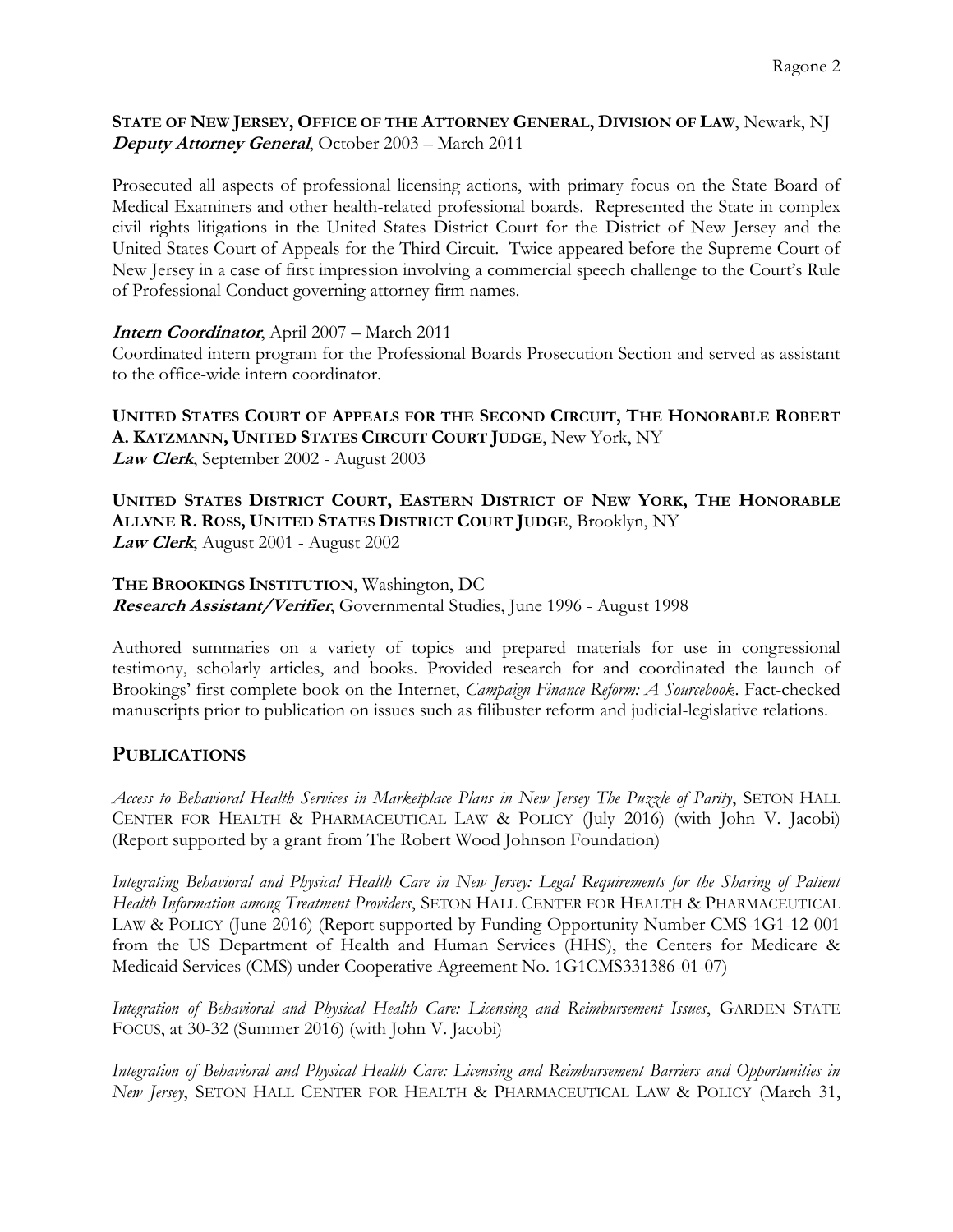**STATE OF NEW JERSEY, OFFICE OF THE ATTORNEY GENERAL, DIVISION OF LAW**, Newark, NJ
***Deputy Attorney General***, October 2003 – March 2011

Prosecuted all aspects of professional licensing actions, with primary focus on the State Board of Medical Examiners and other health-related professional boards. Represented the State in complex civil rights litigations in the United States District Court for the District of New Jersey and the United States Court of Appeals for the Third Circuit. Twice appeared before the Supreme Court of New Jersey in a case of first impression involving a commercial speech challenge to the Court's Rule of Professional Conduct governing attorney firm names.

***Intern Coordinator***, April 2007 – March 2011
Coordinated intern program for the Professional Boards Prosecution Section and served as assistant to the office-wide intern coordinator.

**UNITED STATES COURT OF APPEALS FOR THE SECOND CIRCUIT, THE HONORABLE ROBERT A. KATZMANN, UNITED STATES CIRCUIT COURT JUDGE**, New York, NY
***Law Clerk***, September 2002 - August 2003

**UNITED STATES DISTRICT COURT, EASTERN DISTRICT OF NEW YORK, THE HONORABLE ALLYNE R. ROSS, UNITED STATES DISTRICT COURT JUDGE**, Brooklyn, NY
***Law Clerk***, August 2001 - August 2002

**THE BROOKINGS INSTITUTION**, Washington, DC
***Research Assistant/Verifier***, Governmental Studies, June 1996 - August 1998

Authored summaries on a variety of topics and prepared materials for use in congressional testimony, scholarly articles, and books. Provided research for and coordinated the launch of Brookings' first complete book on the Internet, *Campaign Finance Reform: A Sourcebook*. Fact-checked manuscripts prior to publication on issues such as filibuster reform and judicial-legislative relations.

## PUBLICATIONS

*Access to Behavioral Health Services in Marketplace Plans in New Jersey The Puzzle of Parity*, SETON HALL CENTER FOR HEALTH & PHARMACEUTICAL LAW & POLICY (July 2016) (with John V. Jacobi) (Report supported by a grant from The Robert Wood Johnson Foundation)

*Integrating Behavioral and Physical Health Care in New Jersey: Legal Requirements for the Sharing of Patient Health Information among Treatment Providers*, SETON HALL CENTER FOR HEALTH & PHARMACEUTICAL LAW & POLICY (June 2016) (Report supported by Funding Opportunity Number CMS-1G1-12-001 from the US Department of Health and Human Services (HHS), the Centers for Medicare & Medicaid Services (CMS) under Cooperative Agreement No. 1G1CMS331386-01-07)

*Integration of Behavioral and Physical Health Care: Licensing and Reimbursement Issues*, GARDEN STATE FOCUS, at 30-32 (Summer 2016) (with John V. Jacobi)

*Integration of Behavioral and Physical Health Care: Licensing and Reimbursement Barriers and Opportunities in New Jersey*, SETON HALL CENTER FOR HEALTH & PHARMACEUTICAL LAW & POLICY (March 31,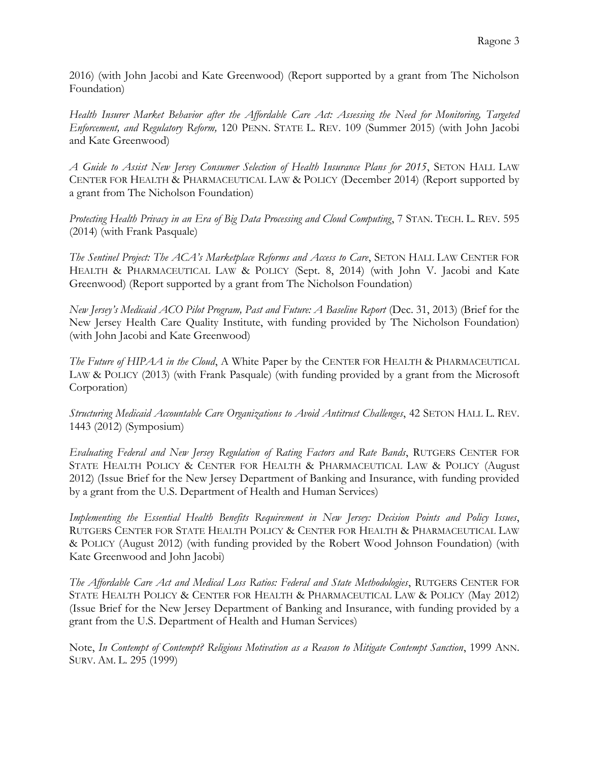2016) (with John Jacobi and Kate Greenwood) (Report supported by a grant from The Nicholson Foundation)

*Health Insurer Market Behavior after the Affordable Care Act: Assessing the Need for Monitoring, Targeted Enforcement, and Regulatory Reform,* 120 PENN. STATE L. REV. 109 (Summer 2015) (with John Jacobi and Kate Greenwood)

*A Guide to Assist New Jersey Consumer Selection of Health Insurance Plans for 2015*, SETON HALL LAW CENTER FOR HEALTH & PHARMACEUTICAL LAW & POLICY (December 2014) (Report supported by a grant from The Nicholson Foundation)

*Protecting Health Privacy in an Era of Big Data Processing and Cloud Computing*, 7 STAN. TECH. L. REV. 595 (2014) (with Frank Pasquale)

*The Sentinel Project: The ACA's Marketplace Reforms and Access to Care*, SETON HALL LAW CENTER FOR HEALTH & PHARMACEUTICAL LAW & POLICY (Sept. 8, 2014) (with John V. Jacobi and Kate Greenwood) (Report supported by a grant from The Nicholson Foundation)

*New Jersey's Medicaid ACO Pilot Program, Past and Future: A Baseline Report* (Dec. 31, 2013) (Brief for the New Jersey Health Care Quality Institute, with funding provided by The Nicholson Foundation) (with John Jacobi and Kate Greenwood)

*The Future of HIPAA in the Cloud*, A White Paper by the CENTER FOR HEALTH & PHARMACEUTICAL LAW & POLICY (2013) (with Frank Pasquale) (with funding provided by a grant from the Microsoft Corporation)

*Structuring Medicaid Accountable Care Organizations to Avoid Antitrust Challenges*, 42 SETON HALL L. REV. 1443 (2012) (Symposium)

*Evaluating Federal and New Jersey Regulation of Rating Factors and Rate Bands*, RUTGERS CENTER FOR STATE HEALTH POLICY & CENTER FOR HEALTH & PHARMACEUTICAL LAW & POLICY (August 2012) (Issue Brief for the New Jersey Department of Banking and Insurance, with funding provided by a grant from the U.S. Department of Health and Human Services)

*Implementing the Essential Health Benefits Requirement in New Jersey: Decision Points and Policy Issues*, RUTGERS CENTER FOR STATE HEALTH POLICY & CENTER FOR HEALTH & PHARMACEUTICAL LAW & POLICY (August 2012) (with funding provided by the Robert Wood Johnson Foundation) (with Kate Greenwood and John Jacobi)

*The Affordable Care Act and Medical Loss Ratios: Federal and State Methodologies*, RUTGERS CENTER FOR STATE HEALTH POLICY & CENTER FOR HEALTH & PHARMACEUTICAL LAW & POLICY (May 2012) (Issue Brief for the New Jersey Department of Banking and Insurance, with funding provided by a grant from the U.S. Department of Health and Human Services)

Note, *In Contempt of Contempt? Religious Motivation as a Reason to Mitigate Contempt Sanction*, 1999 ANN. SURV. AM. L. 295 (1999)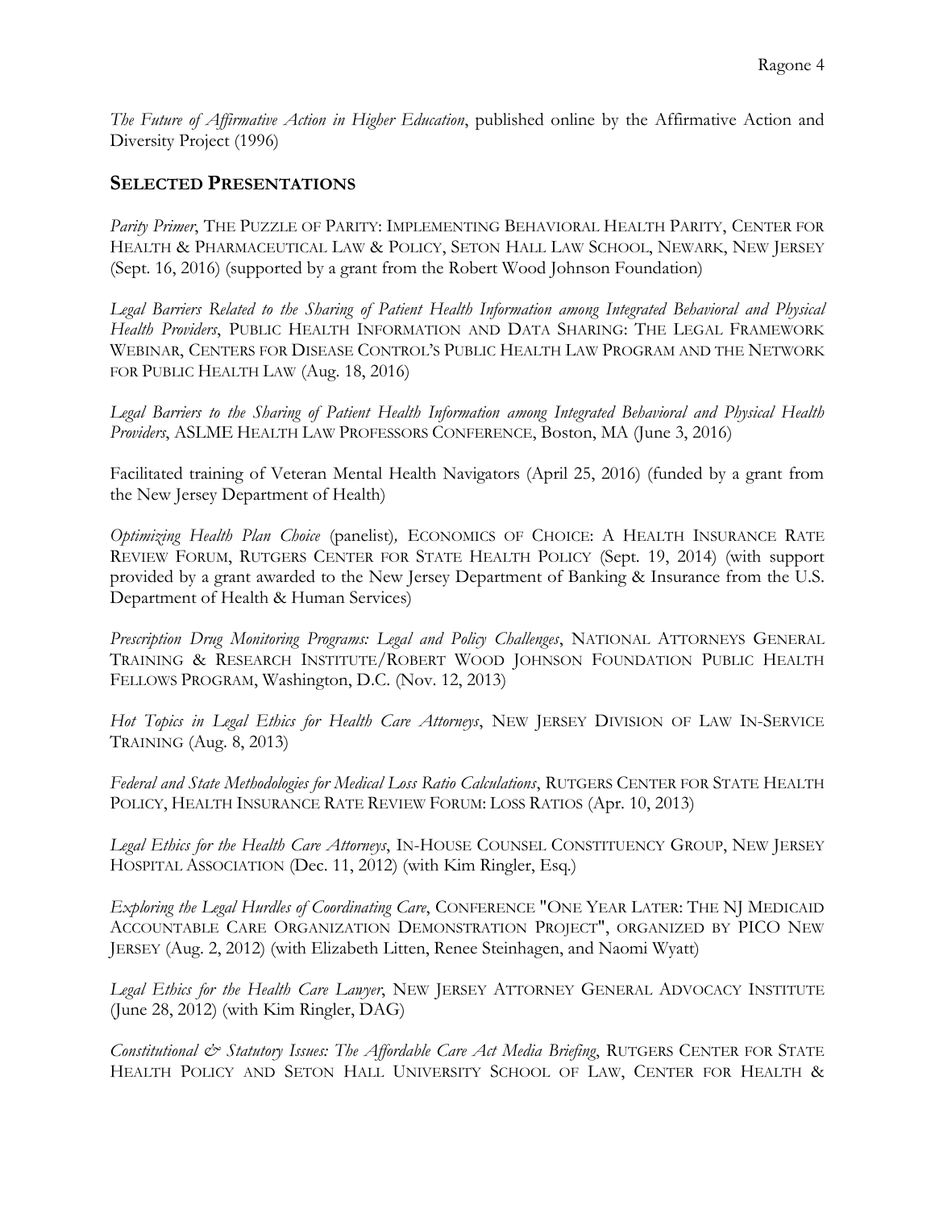*The Future of Affirmative Action in Higher Education*, published online by the Affirmative Action and Diversity Project (1996)

## SELECTED PRESENTATIONS

*Parity Primer*, THE PUZZLE OF PARITY: IMPLEMENTING BEHAVIORAL HEALTH PARITY, CENTER FOR HEALTH & PHARMACEUTICAL LAW & POLICY, SETON HALL LAW SCHOOL, NEWARK, NEW JERSEY (Sept. 16, 2016) (supported by a grant from the Robert Wood Johnson Foundation)

*Legal Barriers Related to the Sharing of Patient Health Information among Integrated Behavioral and Physical Health Providers*, PUBLIC HEALTH INFORMATION AND DATA SHARING: THE LEGAL FRAMEWORK WEBINAR, CENTERS FOR DISEASE CONTROL'S PUBLIC HEALTH LAW PROGRAM AND THE NETWORK FOR PUBLIC HEALTH LAW (Aug. 18, 2016)

*Legal Barriers to the Sharing of Patient Health Information among Integrated Behavioral and Physical Health Providers*, ASLME HEALTH LAW PROFESSORS CONFERENCE, Boston, MA (June 3, 2016)

Facilitated training of Veteran Mental Health Navigators (April 25, 2016) (funded by a grant from the New Jersey Department of Health)

*Optimizing Health Plan Choice* (panelist), ECONOMICS OF CHOICE: A HEALTH INSURANCE RATE REVIEW FORUM, RUTGERS CENTER FOR STATE HEALTH POLICY (Sept. 19, 2014) (with support provided by a grant awarded to the New Jersey Department of Banking & Insurance from the U.S. Department of Health & Human Services)

*Prescription Drug Monitoring Programs: Legal and Policy Challenges*, NATIONAL ATTORNEYS GENERAL TRAINING & RESEARCH INSTITUTE/ROBERT WOOD JOHNSON FOUNDATION PUBLIC HEALTH FELLOWS PROGRAM, Washington, D.C. (Nov. 12, 2013)

*Hot Topics in Legal Ethics for Health Care Attorneys*, NEW JERSEY DIVISION OF LAW IN-SERVICE TRAINING (Aug. 8, 2013)

*Federal and State Methodologies for Medical Loss Ratio Calculations*, RUTGERS CENTER FOR STATE HEALTH POLICY, HEALTH INSURANCE RATE REVIEW FORUM: LOSS RATIOS (Apr. 10, 2013)

*Legal Ethics for the Health Care Attorneys*, IN-HOUSE COUNSEL CONSTITUENCY GROUP, NEW JERSEY HOSPITAL ASSOCIATION (Dec. 11, 2012) (with Kim Ringler, Esq.)

*Exploring the Legal Hurdles of Coordinating Care*, CONFERENCE "ONE YEAR LATER: THE NJ MEDICAID ACCOUNTABLE CARE ORGANIZATION DEMONSTRATION PROJECT", ORGANIZED BY PICO NEW JERSEY (Aug. 2, 2012) (with Elizabeth Litten, Renee Steinhagen, and Naomi Wyatt)

*Legal Ethics for the Health Care Lawyer*, NEW JERSEY ATTORNEY GENERAL ADVOCACY INSTITUTE (June 28, 2012) (with Kim Ringler, DAG)

*Constitutional & Statutory Issues: The Affordable Care Act Media Briefing*, RUTGERS CENTER FOR STATE HEALTH POLICY AND SETON HALL UNIVERSITY SCHOOL OF LAW, CENTER FOR HEALTH &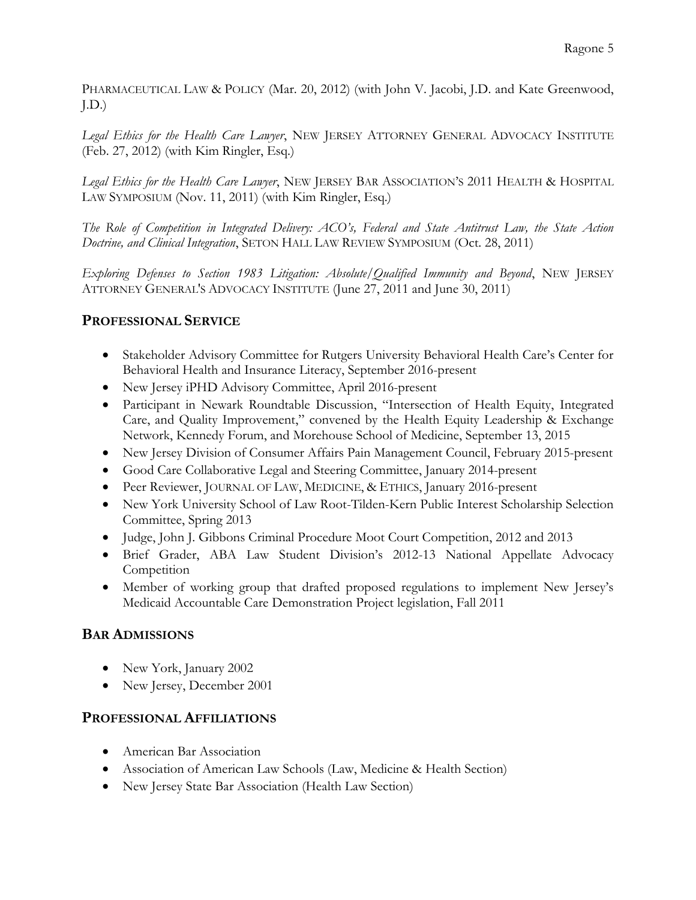PHARMACEUTICAL LAW & POLICY (Mar. 20, 2012) (with John V. Jacobi, J.D. and Kate Greenwood, J.D.)

*Legal Ethics for the Health Care Lawyer*, NEW JERSEY ATTORNEY GENERAL ADVOCACY INSTITUTE (Feb. 27, 2012) (with Kim Ringler, Esq.)

*Legal Ethics for the Health Care Lawyer*, NEW JERSEY BAR ASSOCIATION'S 2011 HEALTH & HOSPITAL LAW SYMPOSIUM (Nov. 11, 2011) (with Kim Ringler, Esq.)

*The Role of Competition in Integrated Delivery: ACO's, Federal and State Antitrust Law, the State Action Doctrine, and Clinical Integration*, SETON HALL LAW REVIEW SYMPOSIUM (Oct. 28, 2011)

*Exploring Defenses to Section 1983 Litigation: Absolute/Qualified Immunity and Beyond*, NEW JERSEY ATTORNEY GENERAL'S ADVOCACY INSTITUTE (June 27, 2011 and June 30, 2011)

## PROFESSIONAL SERVICE

- Stakeholder Advisory Committee for Rutgers University Behavioral Health Care's Center for Behavioral Health and Insurance Literacy, September 2016-present
- New Jersey iPHD Advisory Committee, April 2016-present
- Participant in Newark Roundtable Discussion, "Intersection of Health Equity, Integrated Care, and Quality Improvement," convened by the Health Equity Leadership & Exchange Network, Kennedy Forum, and Morehouse School of Medicine, September 13, 2015
- New Jersey Division of Consumer Affairs Pain Management Council, February 2015-present
- Good Care Collaborative Legal and Steering Committee, January 2014-present
- Peer Reviewer, JOURNAL OF LAW, MEDICINE, & ETHICS, January 2016-present
- New York University School of Law Root-Tilden-Kern Public Interest Scholarship Selection Committee, Spring 2013
- Judge, John J. Gibbons Criminal Procedure Moot Court Competition, 2012 and 2013
- Brief Grader, ABA Law Student Division's 2012-13 National Appellate Advocacy Competition
- Member of working group that drafted proposed regulations to implement New Jersey's Medicaid Accountable Care Demonstration Project legislation, Fall 2011

## BAR ADMISSIONS

- New York, January 2002
- New Jersey, December 2001

## PROFESSIONAL AFFILIATIONS

- American Bar Association
- Association of American Law Schools (Law, Medicine & Health Section)
- New Jersey State Bar Association (Health Law Section)